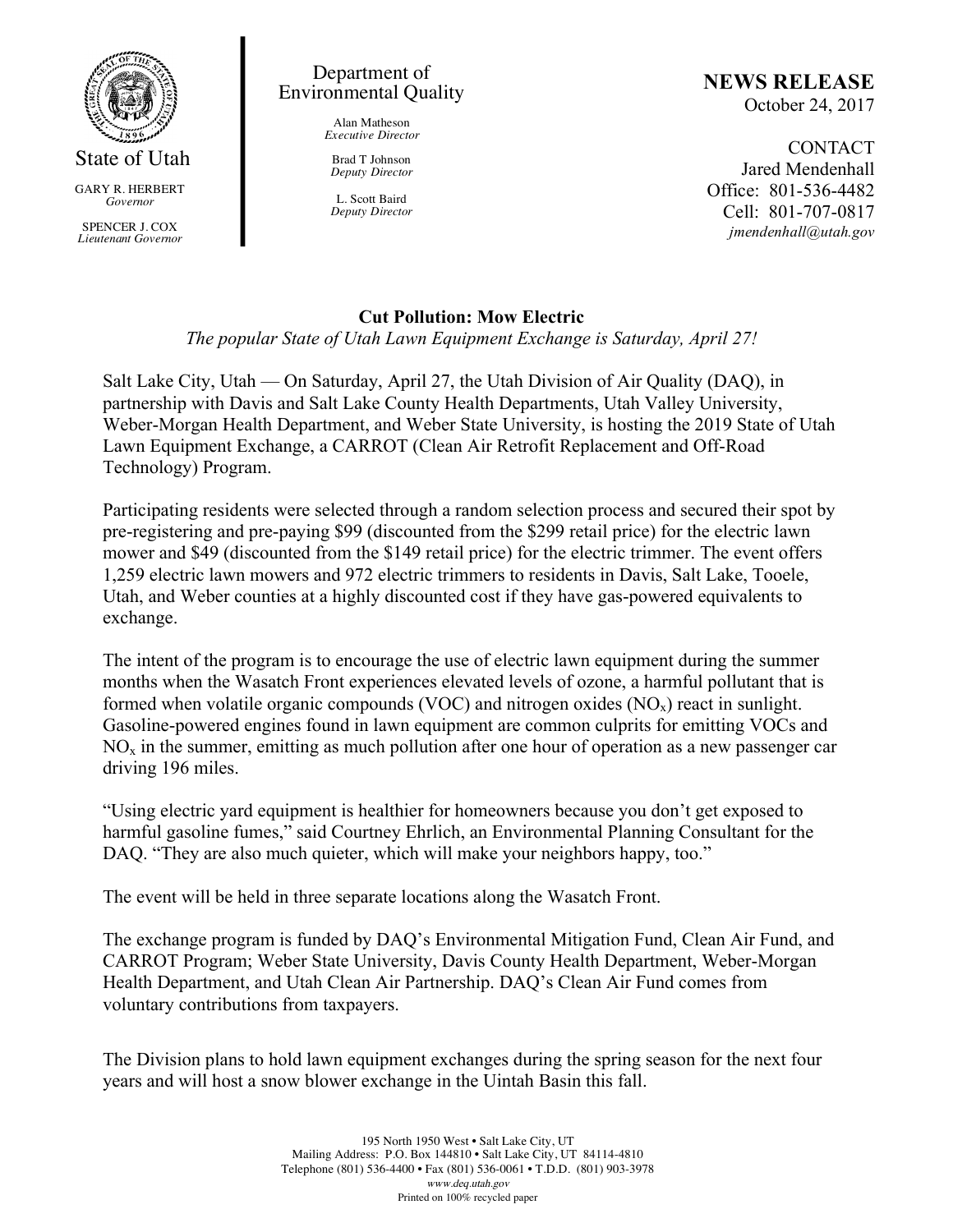State of Utah

GARY R. HERBERT
*Governor*

SPENCER J. COX
*Lieutenant Governor*

Department of Environmental Quality

Alan Matheson
*Executive Director*

Brad T Johnson
*Deputy Director*

L. Scott Baird
*Deputy Director*

**NEWS RELEASE**
October 24, 2017

CONTACT
Jared Mendenhall
Office: 801-536-4482
Cell: 801-707-0817
*jmendenhall@utah.gov*

## Cut Pollution: Mow Electric

*The popular State of Utah Lawn Equipment Exchange is Saturday, April 27!*

Salt Lake City, Utah — On Saturday, April 27, the Utah Division of Air Quality (DAQ), in partnership with Davis and Salt Lake County Health Departments, Utah Valley University, Weber-Morgan Health Department, and Weber State University, is hosting the 2019 State of Utah Lawn Equipment Exchange, a CARROT (Clean Air Retrofit Replacement and Off-Road Technology) Program.

Participating residents were selected through a random selection process and secured their spot by pre-registering and pre-paying $99 (discounted from the $299 retail price) for the electric lawn mower and $49 (discounted from the $149 retail price) for the electric trimmer. The event offers 1,259 electric lawn mowers and 972 electric trimmers to residents in Davis, Salt Lake, Tooele, Utah, and Weber counties at a highly discounted cost if they have gas-powered equivalents to exchange.

The intent of the program is to encourage the use of electric lawn equipment during the summer months when the Wasatch Front experiences elevated levels of ozone, a harmful pollutant that is formed when volatile organic compounds (VOC) and nitrogen oxides ($NO_x$) react in sunlight. Gasoline-powered engines found in lawn equipment are common culprits for emitting VOCs and $NO_x$ in the summer, emitting as much pollution after one hour of operation as a new passenger car driving 196 miles.

"Using electric yard equipment is healthier for homeowners because you don't get exposed to harmful gasoline fumes," said Courtney Ehrlich, an Environmental Planning Consultant for the DAQ. "They are also much quieter, which will make your neighbors happy, too."

The event will be held in three separate locations along the Wasatch Front.

The exchange program is funded by DAQ's Environmental Mitigation Fund, Clean Air Fund, and CARROT Program; Weber State University, Davis County Health Department, Weber-Morgan Health Department, and Utah Clean Air Partnership. DAQ's Clean Air Fund comes from voluntary contributions from taxpayers.

The Division plans to hold lawn equipment exchanges during the spring season for the next four years and will host a snow blower exchange in the Uintah Basin this fall.

195 North 1950 West • Salt Lake City, UT
Mailing Address: P.O. Box 144810 • Salt Lake City, UT 84114-4810
Telephone (801) 536-4400 • Fax (801) 536-0061 • T.D.D. (801) 903-3978
*www.deq.utah.gov*
Printed on 100% recycled paper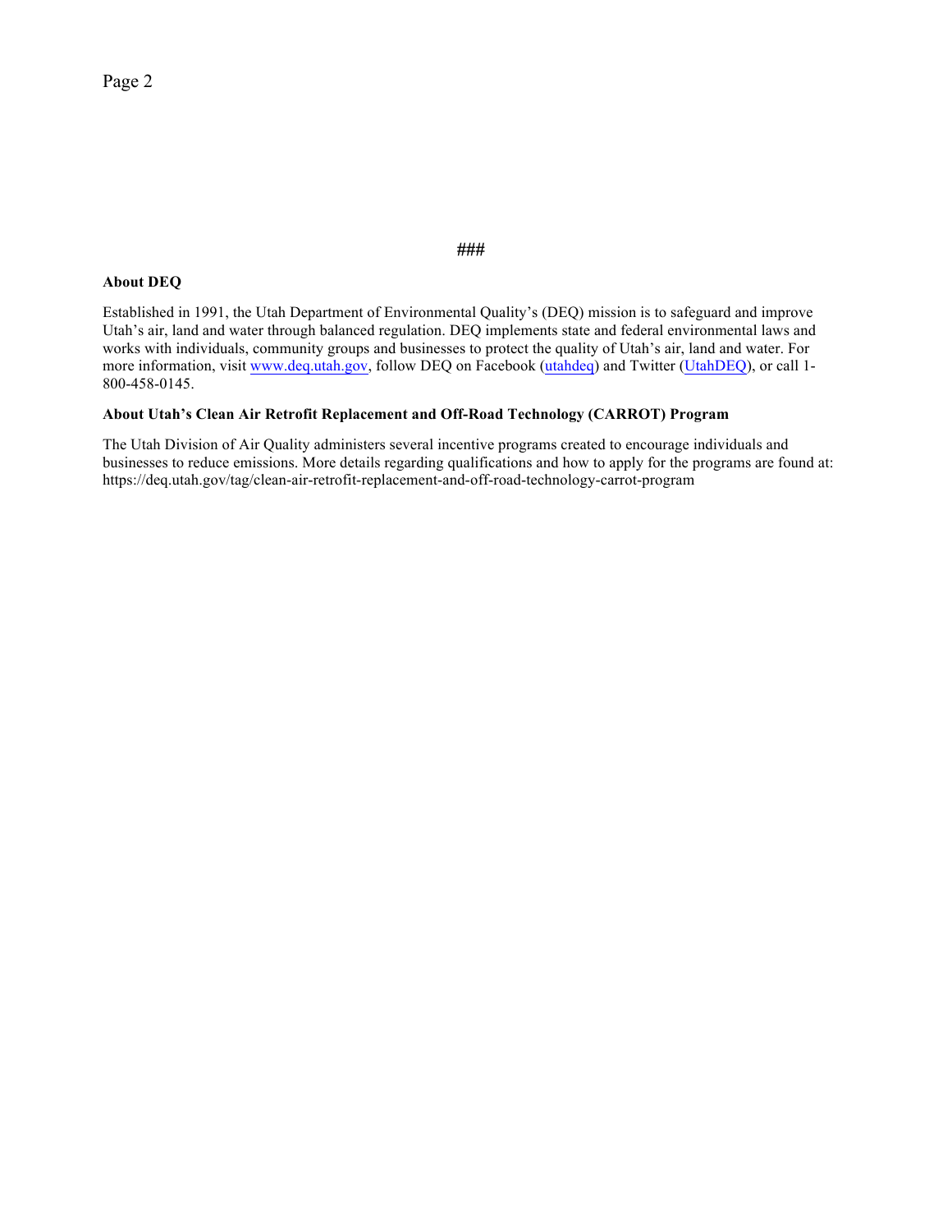###

**About DEQ**

Established in 1991, the Utah Department of Environmental Quality's (DEQ) mission is to safeguard and improve Utah's air, land and water through balanced regulation. DEQ implements state and federal environmental laws and works with individuals, community groups and businesses to protect the quality of Utah's air, land and water. For more information, visit www.deq.utah.gov, follow DEQ on Facebook (utahdeq) and Twitter (UtahDEQ), or call 1-800-458-0145.

**About Utah's Clean Air Retrofit Replacement and Off-Road Technology (CARROT) Program**

The Utah Division of Air Quality administers several incentive programs created to encourage individuals and businesses to reduce emissions. More details regarding qualifications and how to apply for the programs are found at: https://deq.utah.gov/tag/clean-air-retrofit-replacement-and-off-road-technology-carrot-program